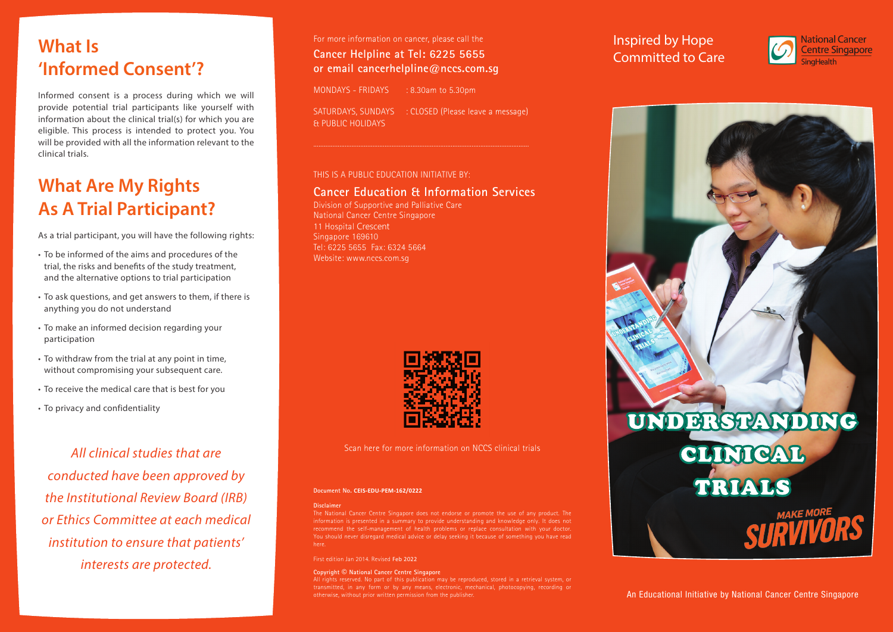## What Is 'Informed Consent'?

Informed consent is a process during which we will provide potential trial participants like yourself with information about the clinical trial(s) for which you are eligible. This process is intended to protect you. You will be provided with all the information relevant to the clinical trials.

## What Are My Rights As A Trial Participant?

As a trial participant, you will have the following rights:

- To be informed of the aims and procedures of the trial, the risks and benefits of the study treatment, and the alternative options to trial participation
- To ask questions, and get answers to them, if there is anything you do not understand
- To make an informed decision regarding your participation
- To withdraw from the trial at any point in time, without compromising your subsequent care.
- To receive the medical care that is best for you
- To privacy and confidentiality

*All clinical studies that are conducted have been approved by the Institutional Review Board (IRB) or Ethics Committee at each medical institution to ensure that patients' interests are protected.*

For more information on cancer, please call the

**Cancer Helpline at Tel: 6225 5655**
**or email cancerhelpline@nccs.com.sg**

MONDAYS - FRIDAYS : 8.30am to 5.30pm

SATURDAYS, SUNDAYS & PUBLIC HOLIDAYS : CLOSED (Please leave a message)

THIS IS A PUBLIC EDUCATION INITIATIVE BY:

**Cancer Education & Information Services**

Division of Supportive and Palliative Care
National Cancer Centre Singapore
11 Hospital Crescent
Singapore 169610
Tel: 6225 5655 Fax: 6324 5664
Website: www.nccs.com.sg

Scan here for more information on NCCS clinical trials

**Document No. CEIS-EDU-PEM-162/0222**

**Disclaimer**

The National Cancer Centre Singapore does not endorse or promote the use of any product. The information is presented in a summary to provide understanding and knowledge only. It does not recommend the self-management of health problems or replace consultation with your doctor. You should never disregard medical advice or delay seeking it because of something you have read here.

First edition Jan 2014. Revised **Feb 2022**

**Copyright © National Cancer Centre Singapore**

All rights reserved. No part of this publication may be reproduced, stored in a retrieval system, or transmitted, in any form or by any means, electronic, mechanical, photocopying, recording or otherwise, without prior written permission from the publisher.

Inspired by Hope
Committed to Care

National Cancer Centre Singapore
SingHealth

# UNDERSTANDING CLINICAL TRIALS

MAKE MORE SURVIVORS

An Educational Initiative by National Cancer Centre Singapore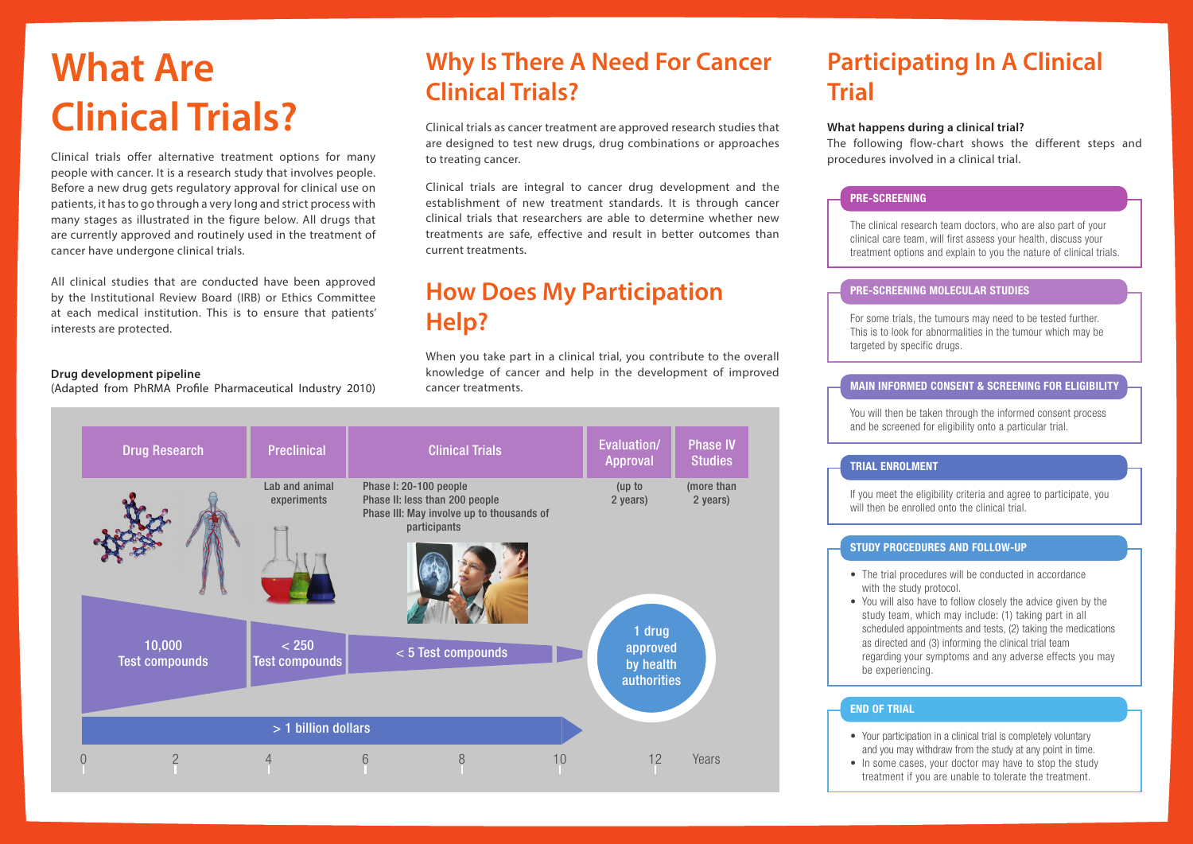# What Are Clinical Trials?

Clinical trials offer alternative treatment options for many people with cancer. It is a research study that involves people. Before a new drug gets regulatory approval for clinical use on patients, it has to go through a very long and strict process with many stages as illustrated in the figure below. All drugs that are currently approved and routinely used in the treatment of cancer have undergone clinical trials.

All clinical studies that are conducted have been approved by the Institutional Review Board (IRB) or Ethics Committee at each medical institution. This is to ensure that patients' interests are protected.

**Drug development pipeline**
(Adapted from PhRMA Profile Pharmaceutical Industry 2010)

Drug Research

Preclinical
Lab and animal experiments

Clinical Trials
Phase I: 20-100 people
Phase II: less than 200 people
Phase III: May involve up to thousands of participants

Evaluation/ Approval
(up to 2 years)

Phase IV Studies
(more than 2 years)

10,000 Test compounds

< 250 Test compounds

< 5 Test compounds

1 drug approved by health authorities

> 1 billion dollars

0 2 4 6 8 10 12 Years

## Why Is There A Need For Cancer Clinical Trials?

Clinical trials as cancer treatment are approved research studies that are designed to test new drugs, drug combinations or approaches to treating cancer.

Clinical trials are integral to cancer drug development and the establishment of new treatment standards. It is through cancer clinical trials that researchers are able to determine whether new treatments are safe, effective and result in better outcomes than current treatments.

## How Does My Participation Help?

When you take part in a clinical trial, you contribute to the overall knowledge of cancer and help in the development of improved cancer treatments.

## Participating In A Clinical Trial

**What happens during a clinical trial?**
The following flow-chart shows the different steps and procedures involved in a clinical trial.

### PRE-SCREENING

The clinical research team doctors, who are also part of your clinical care team, will first assess your health, discuss your treatment options and explain to you the nature of clinical trials.

### PRE-SCREENING MOLECULAR STUDIES

For some trials, the tumours may need to be tested further. This is to look for abnormalities in the tumour which may be targeted by specific drugs.

### MAIN INFORMED CONSENT & SCREENING FOR ELIGIBILITY

You will then be taken through the informed consent process and be screened for eligibility onto a particular trial.

### TRIAL ENROLMENT

If you meet the eligibility criteria and agree to participate, you will then be enrolled onto the clinical trial.

### STUDY PROCEDURES AND FOLLOW-UP

- The trial procedures will be conducted in accordance with the study protocol.
- You will also have to follow closely the advice given by the study team, which may include: (1) taking part in all scheduled appointments and tests, (2) taking the medications as directed and (3) informing the clinical trial team regarding your symptoms and any adverse effects you may be experiencing.

### END OF TRIAL

- Your participation in a clinical trial is completely voluntary and you may withdraw from the study at any point in time.
- In some cases, your doctor may have to stop the study treatment if you are unable to tolerate the treatment.